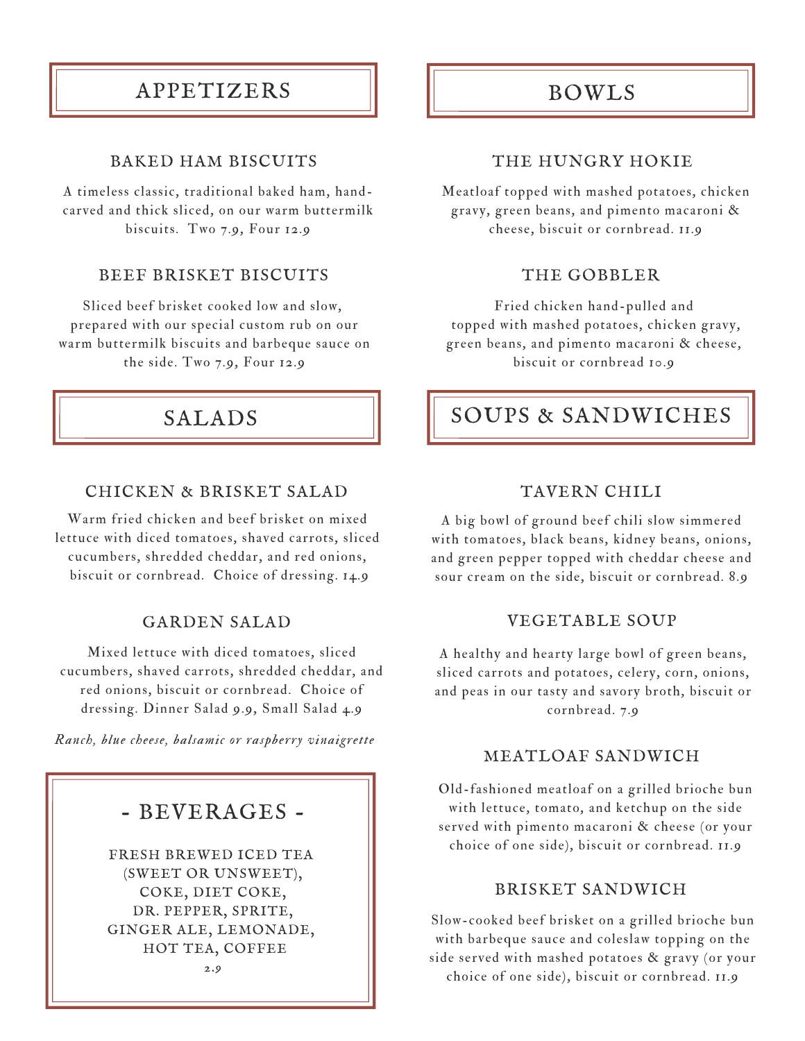## APPETIZERS

### BAKED HAM BISCUITS

A timeless classic, traditional baked ham, hand-carved and thick sliced, on our warm buttermilk biscuits. Two 7.9, Four 12.9

### BEEF BRISKET BISCUITS

Sliced beef brisket cooked low and slow, prepared with our special custom rub on our warm buttermilk biscuits and barbeque sauce on the side. Two 7.9, Four 12.9

## SALADS

### CHICKEN & BRISKET SALAD

Warm fried chicken and beef brisket on mixed lettuce with diced tomatoes, shaved carrots, sliced cucumbers, shredded cheddar, and red onions, biscuit or cornbread. Choice of dressing. 14.9

### GARDEN SALAD

Mixed lettuce with diced tomatoes, sliced cucumbers, shaved carrots, shredded cheddar, and red onions, biscuit or cornbread. Choice of dressing. Dinner Salad 9.9, Small Salad 4.9

*Ranch, blue cheese, balsamic or raspberry vinaigrette*

## - BEVERAGES -

FRESH BREWED ICED TEA (SWEET OR UNSWEET), COKE, DIET COKE, DR. PEPPER, SPRITE, GINGER ALE, LEMONADE, HOT TEA, COFFEE

2.9

## BOWLS

### THE HUNGRY HOKIE

Meatloaf topped with mashed potatoes, chicken gravy, green beans, and pimento macaroni & cheese, biscuit or cornbread. 11.9

### THE GOBBLER

Fried chicken hand-pulled and topped with mashed potatoes, chicken gravy, green beans, and pimento macaroni & cheese, biscuit or cornbread 10.9

## SOUPS & SANDWICHES

### TAVERN CHILI

A big bowl of ground beef chili slow simmered with tomatoes, black beans, kidney beans, onions, and green pepper topped with cheddar cheese and sour cream on the side, biscuit or cornbread. 8.9

### VEGETABLE SOUP

A healthy and hearty large bowl of green beans, sliced carrots and potatoes, celery, corn, onions, and peas in our tasty and savory broth, biscuit or cornbread. 7.9

### MEATLOAF SANDWICH

Old-fashioned meatloaf on a grilled brioche bun with lettuce, tomato, and ketchup on the side served with pimento macaroni & cheese (or your choice of one side), biscuit or cornbread. 11.9

### BRISKET SANDWICH

Slow-cooked beef brisket on a grilled brioche bun with barbeque sauce and coleslaw topping on the side served with mashed potatoes & gravy (or your choice of one side), biscuit or cornbread. 11.9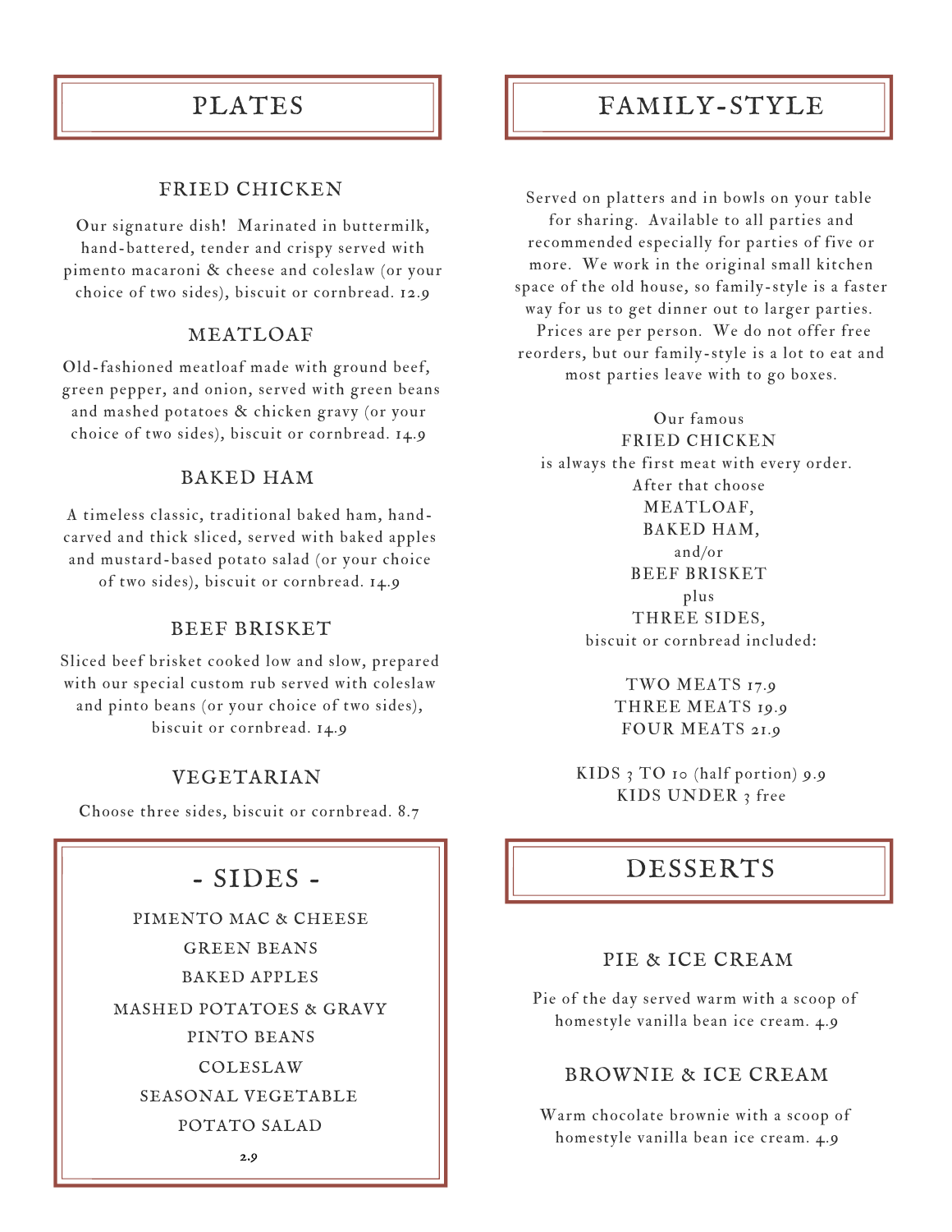# PLATES

### FRIED CHICKEN

Our signature dish! Marinated in buttermilk, hand-battered, tender and crispy served with pimento macaroni & cheese and coleslaw (or your choice of two sides), biscuit or cornbread. 12.9

### MEATLOAF

Old-fashioned meatloaf made with ground beef, green pepper, and onion, served with green beans and mashed potatoes & chicken gravy (or your choice of two sides), biscuit or cornbread. 14.9

### BAKED HAM

A timeless classic, traditional baked ham, hand-carved and thick sliced, served with baked apples and mustard-based potato salad (or your choice of two sides), biscuit or cornbread. 14.9

### BEEF BRISKET

Sliced beef brisket cooked low and slow, prepared with our special custom rub served with coleslaw and pinto beans (or your choice of two sides), biscuit or cornbread. 14.9

### VEGETARIAN

Choose three sides, biscuit or cornbread. 8.7

# - SIDES -

PIMENTO MAC & CHEESE

GREEN BEANS

BAKED APPLES

MASHED POTATOES & GRAVY

PINTO BEANS

COLESLAW

SEASONAL VEGETABLE

POTATO SALAD

2.9

# FAMILY-STYLE

Served on platters and in bowls on your table for sharing. Available to all parties and recommended especially for parties of five or more. We work in the original small kitchen space of the old house, so family-style is a faster way for us to get dinner out to larger parties. Prices are per person. We do not offer free reorders, but our family-style is a lot to eat and most parties leave with to go boxes.

Our famous
FRIED CHICKEN
is always the first meat with every order.
After that choose
MEATLOAF,
BAKED HAM,
and/or
BEEF BRISKET
plus
THREE SIDES,
biscuit or cornbread included:

TWO MEATS 17.9
THREE MEATS 19.9
FOUR MEATS 21.9

KIDS 3 TO 10 (half portion) 9.9
KIDS UNDER 3 free

# DESSERTS

### PIE & ICE CREAM

Pie of the day served warm with a scoop of homestyle vanilla bean ice cream. 4.9

### BROWNIE & ICE CREAM

Warm chocolate brownie with a scoop of homestyle vanilla bean ice cream. 4.9